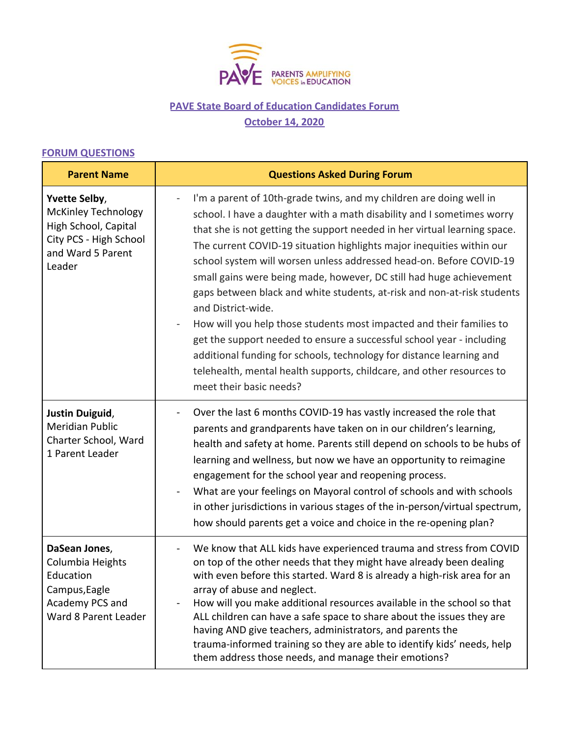PAVE PARENTS AMPLIFYING VOICES in EDUCATION

# PAVE State Board of Education Candidates Forum

## October 14, 2020

### FORUM QUESTIONS

| Parent Name | Questions Asked During Forum |
|---|---|
| **Yvette Selby**, McKinley Technology High School, Capital City PCS - High School and Ward 5 Parent Leader | - I'm a parent of 10th-grade twins, and my children are doing well in school. I have a daughter with a math disability and I sometimes worry that she is not getting the support needed in her virtual learning space. The current COVID-19 situation highlights major inequities within our school system will worsen unless addressed head-on. Before COVID-19 small gains were being made, however, DC still had huge achievement gaps between black and white students, at-risk and non-at-risk students and District-wide.<br>- How will you help those students most impacted and their families to get the support needed to ensure a successful school year - including additional funding for schools, technology for distance learning and telehealth, mental health supports, childcare, and other resources to meet their basic needs? |
| **Justin Duiguid**, Meridian Public Charter School, Ward 1 Parent Leader | - Over the last 6 months COVID-19 has vastly increased the role that parents and grandparents have taken on in our children's learning, health and safety at home. Parents still depend on schools to be hubs of learning and wellness, but now we have an opportunity to reimagine engagement for the school year and reopening process.<br>- What are your feelings on Mayoral control of schools and with schools in other jurisdictions in various stages of the in-person/virtual spectrum, how should parents get a voice and choice in the re-opening plan? |
| **DaSean Jones**, Columbia Heights Education Campus, Eagle Academy PCS and Ward 8 Parent Leader | - We know that ALL kids have experienced trauma and stress from COVID on top of the other needs that they might have already been dealing with even before this started. Ward 8 is already a high-risk area for an array of abuse and neglect.<br>- How will you make additional resources available in the school so that ALL children can have a safe space to share about the issues they are having AND give teachers, administrators, and parents the trauma-informed training so they are able to identify kids' needs, help them address those needs, and manage their emotions? |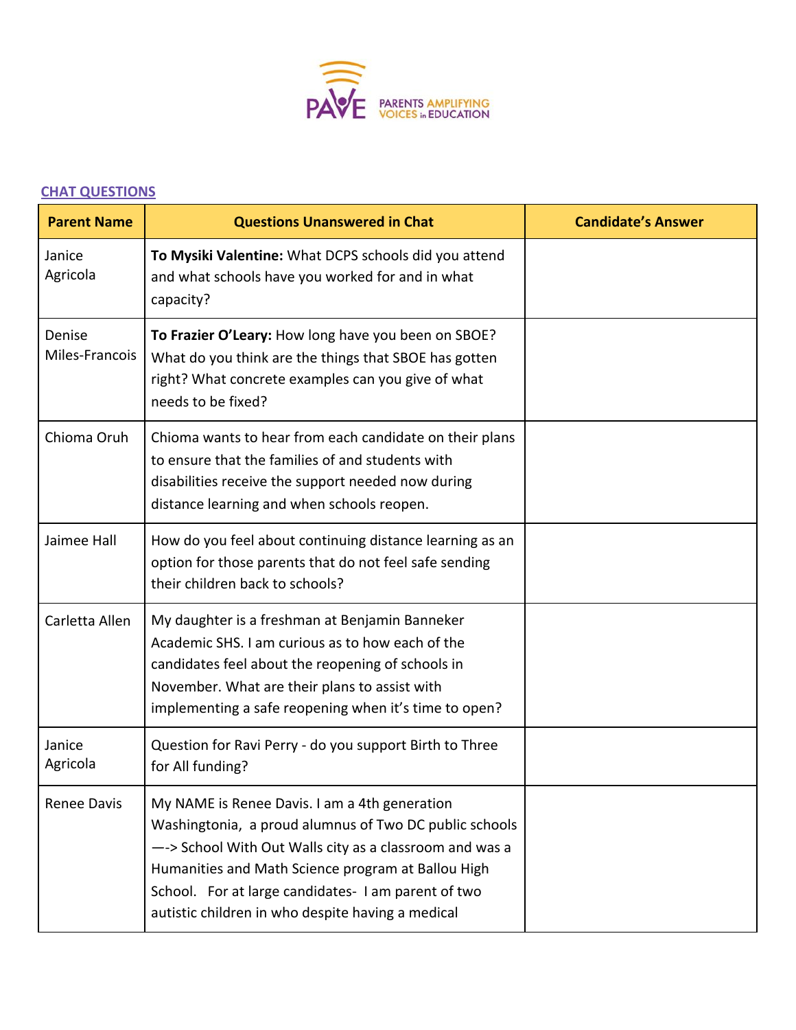PAVE PARENTS AMPLIFYING VOICES in EDUCATION

**CHAT QUESTIONS**

| Parent Name | Questions Unanswered in Chat | Candidate's Answer |
|---|---|---|
| Janice Agricola | **To Mysiki Valentine:** What DCPS schools did you attend and what schools have you worked for and in what capacity? | |
| Denise Miles-Francois | **To Frazier O'Leary:** How long have you been on SBOE? What do you think are the things that SBOE has gotten right? What concrete examples can you give of what needs to be fixed? | |
| Chioma Oruh | Chioma wants to hear from each candidate on their plans to ensure that the families of and students with disabilities receive the support needed now during distance learning and when schools reopen. | |
| Jaimee Hall | How do you feel about continuing distance learning as an option for those parents that do not feel safe sending their children back to schools? | |
| Carletta Allen | My daughter is a freshman at Benjamin Banneker Academic SHS. I am curious as to how each of the candidates feel about the reopening of schools in November. What are their plans to assist with implementing a safe reopening when it's time to open? | |
| Janice Agricola | Question for Ravi Perry - do you support Birth to Three for All funding? | |
| Renee Davis | My NAME is Renee Davis. I am a 4th generation Washingtonia, a proud alumnus of Two DC public schools —-> School With Out Walls city as a classroom and was a Humanities and Math Science program at Ballou High School. For at large candidates- I am parent of two autistic children in who despite having a medical | |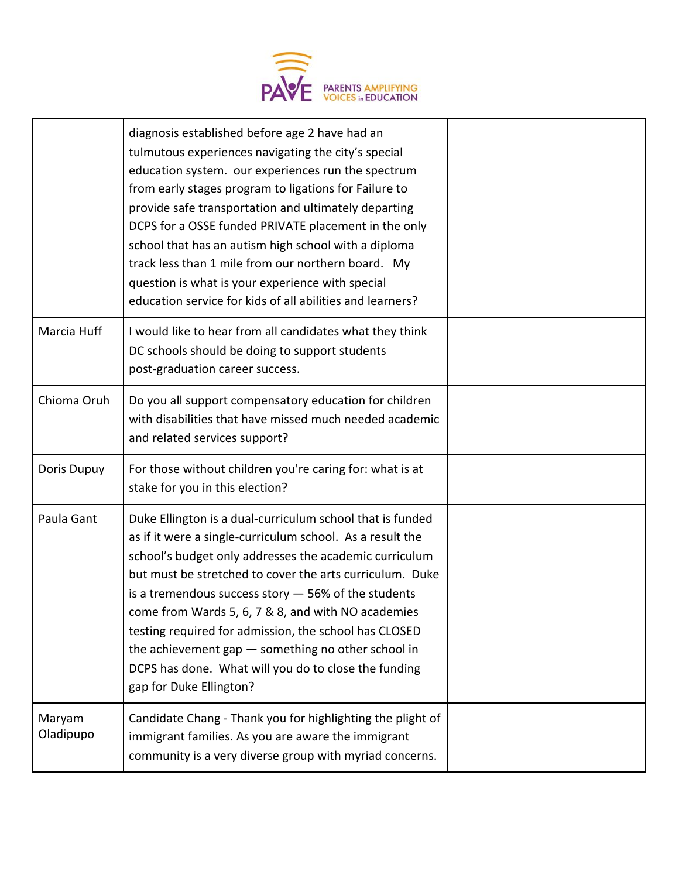| | | |
|---|---|---|
| | diagnosis established before age 2 have had an tulmutous experiences navigating the city's special education system. our experiences run the spectrum from early stages program to ligations for Failure to provide safe transportation and ultimately departing DCPS for a OSSE funded PRIVATE placement in the only school that has an autism high school with a diploma track less than 1 mile from our northern board. My question is what is your experience with special education service for kids of all abilities and learners? | |
| Marcia Huff | I would like to hear from all candidates what they think DC schools should be doing to support students post-graduation career success. | |
| Chioma Oruh | Do you all support compensatory education for children with disabilities that have missed much needed academic and related services support? | |
| Doris Dupuy | For those without children you're caring for: what is at stake for you in this election? | |
| Paula Gant | Duke Ellington is a dual-curriculum school that is funded as if it were a single-curriculum school. As a result the school's budget only addresses the academic curriculum but must be stretched to cover the arts curriculum. Duke is a tremendous success story — 56% of the students come from Wards 5, 6, 7 & 8, and with NO academies testing required for admission, the school has CLOSED the achievement gap — something no other school in DCPS has done. What will you do to close the funding gap for Duke Ellington? | |
| Maryam Oladipupo | Candidate Chang - Thank you for highlighting the plight of immigrant families. As you are aware the immigrant community is a very diverse group with myriad concerns. | |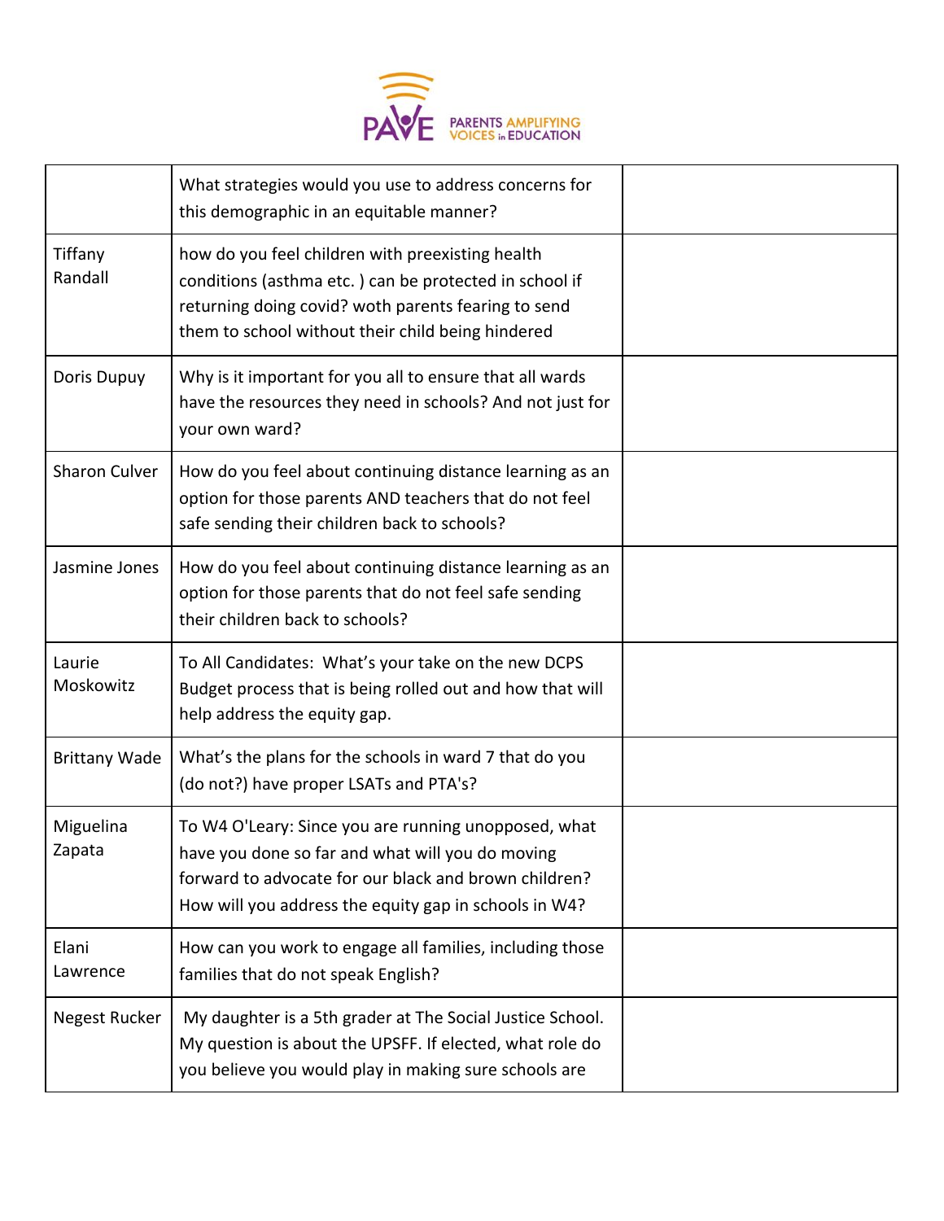| | | |
|---|---|---|
| | What strategies would you use to address concerns for this demographic in an equitable manner? | |
| Tiffany Randall | how do you feel children with preexisting health conditions (asthma etc. ) can be protected in school if returning doing covid? woth parents fearing to send them to school without their child being hindered | |
| Doris Dupuy | Why is it important for you all to ensure that all wards have the resources they need in schools? And not just for your own ward? | |
| Sharon Culver | How do you feel about continuing distance learning as an option for those parents AND teachers that do not feel safe sending their children back to schools? | |
| Jasmine Jones | How do you feel about continuing distance learning as an option for those parents that do not feel safe sending their children back to schools? | |
| Laurie Moskowitz | To All Candidates: What's your take on the new DCPS Budget process that is being rolled out and how that will help address the equity gap. | |
| Brittany Wade | What's the plans for the schools in ward 7 that do you (do not?) have proper LSATs and PTA's? | |
| Miguelina Zapata | To W4 O'Leary: Since you are running unopposed, what have you done so far and what will you do moving forward to advocate for our black and brown children? How will you address the equity gap in schools in W4? | |
| Elani Lawrence | How can you work to engage all families, including those families that do not speak English? | |
| Negest Rucker | My daughter is a 5th grader at The Social Justice School. My question is about the UPSFF. If elected, what role do you believe you would play in making sure schools are | |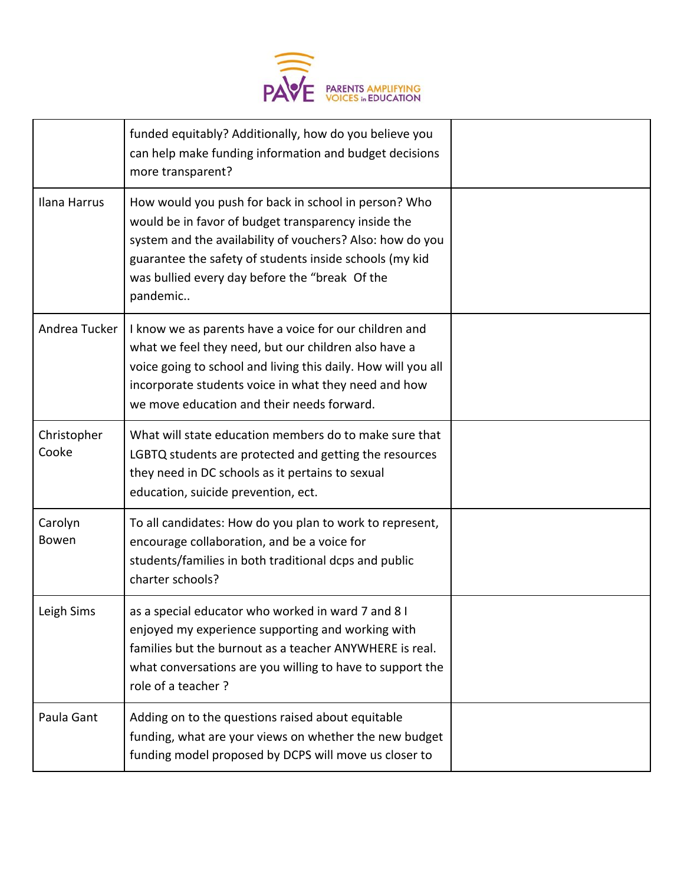| | | |
|---|---|---|
| | funded equitably? Additionally, how do you believe you can help make funding information and budget decisions more transparent? | |
| Ilana Harrus | How would you push for back in school in person? Who would be in favor of budget transparency inside the system and the availability of vouchers? Also: how do you guarantee the safety of students inside schools (my kid was bullied every day before the "break Of the pandemic.. | |
| Andrea Tucker | I know we as parents have a voice for our children and what we feel they need, but our children also have a voice going to school and living this daily. How will you all incorporate students voice in what they need and how we move education and their needs forward. | |
| Christopher Cooke | What will state education members do to make sure that LGBTQ students are protected and getting the resources they need in DC schools as it pertains to sexual education, suicide prevention, ect. | |
| Carolyn Bowen | To all candidates: How do you plan to work to represent, encourage collaboration, and be a voice for students/families in both traditional dcps and public charter schools? | |
| Leigh Sims | as a special educator who worked in ward 7 and 8 I enjoyed my experience supporting and working with families but the burnout as a teacher ANYWHERE is real. what conversations are you willing to have to support the role of a teacher ? | |
| Paula Gant | Adding on to the questions raised about equitable funding, what are your views on whether the new budget funding model proposed by DCPS will move us closer to | |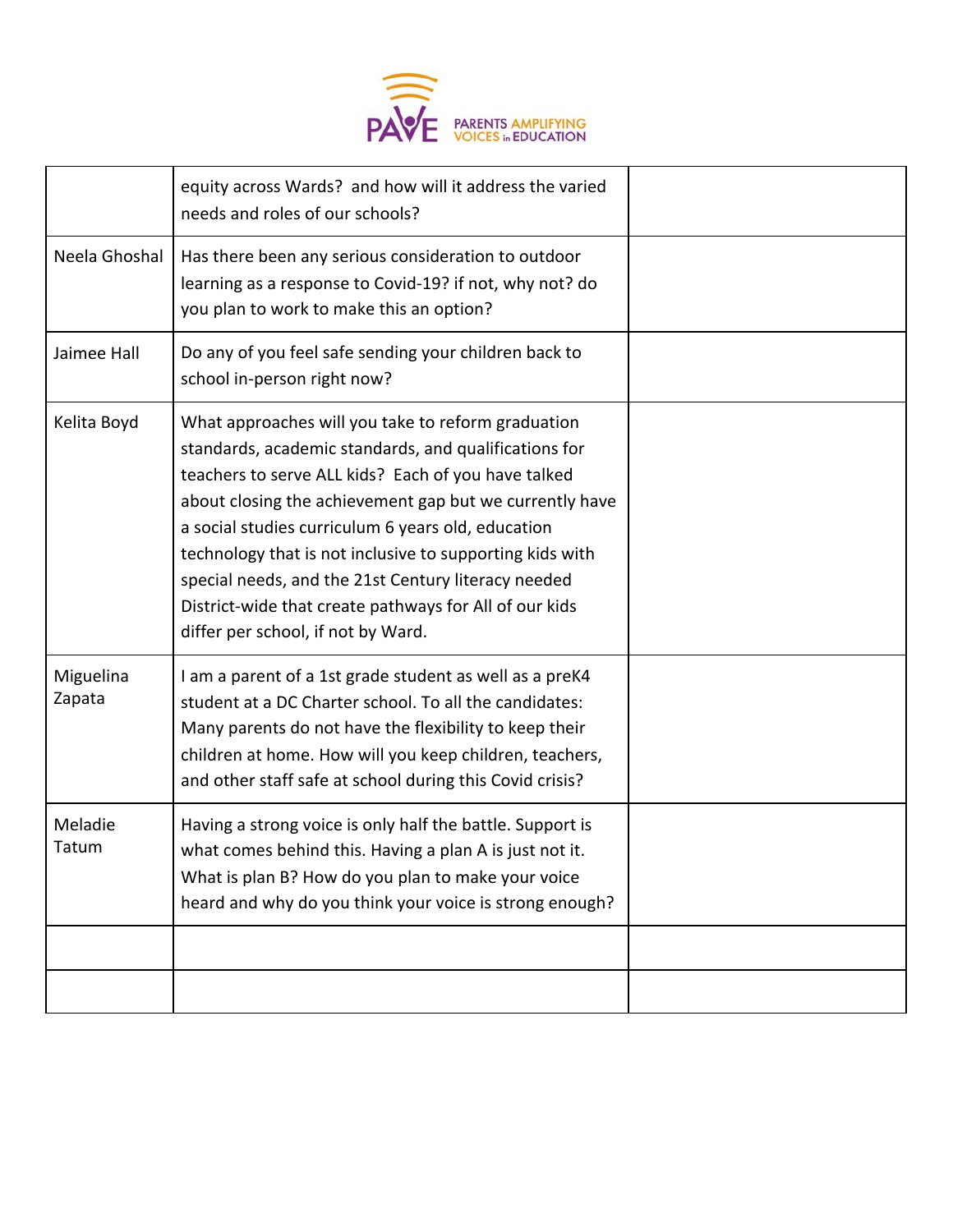PAVE PARENTS AMPLIFYING VOICES in EDUCATION

| | | |
|---|---|---|
| | equity across Wards? and how will it address the varied needs and roles of our schools? | |
| Neela Ghoshal | Has there been any serious consideration to outdoor learning as a response to Covid-19? if not, why not? do you plan to work to make this an option? | |
| Jaimee Hall | Do any of you feel safe sending your children back to school in-person right now? | |
| Kelita Boyd | What approaches will you take to reform graduation standards, academic standards, and qualifications for teachers to serve ALL kids? Each of you have talked about closing the achievement gap but we currently have a social studies curriculum 6 years old, education technology that is not inclusive to supporting kids with special needs, and the 21st Century literacy needed District-wide that create pathways for All of our kids differ per school, if not by Ward. | |
| Miguelina Zapata | I am a parent of a 1st grade student as well as a preK4 student at a DC Charter school. To all the candidates: Many parents do not have the flexibility to keep their children at home. How will you keep children, teachers, and other staff safe at school during this Covid crisis? | |
| Meladie Tatum | Having a strong voice is only half the battle. Support is what comes behind this. Having a plan A is just not it. What is plan B? How do you plan to make your voice heard and why do you think your voice is strong enough? | |
| | | |
| | | |